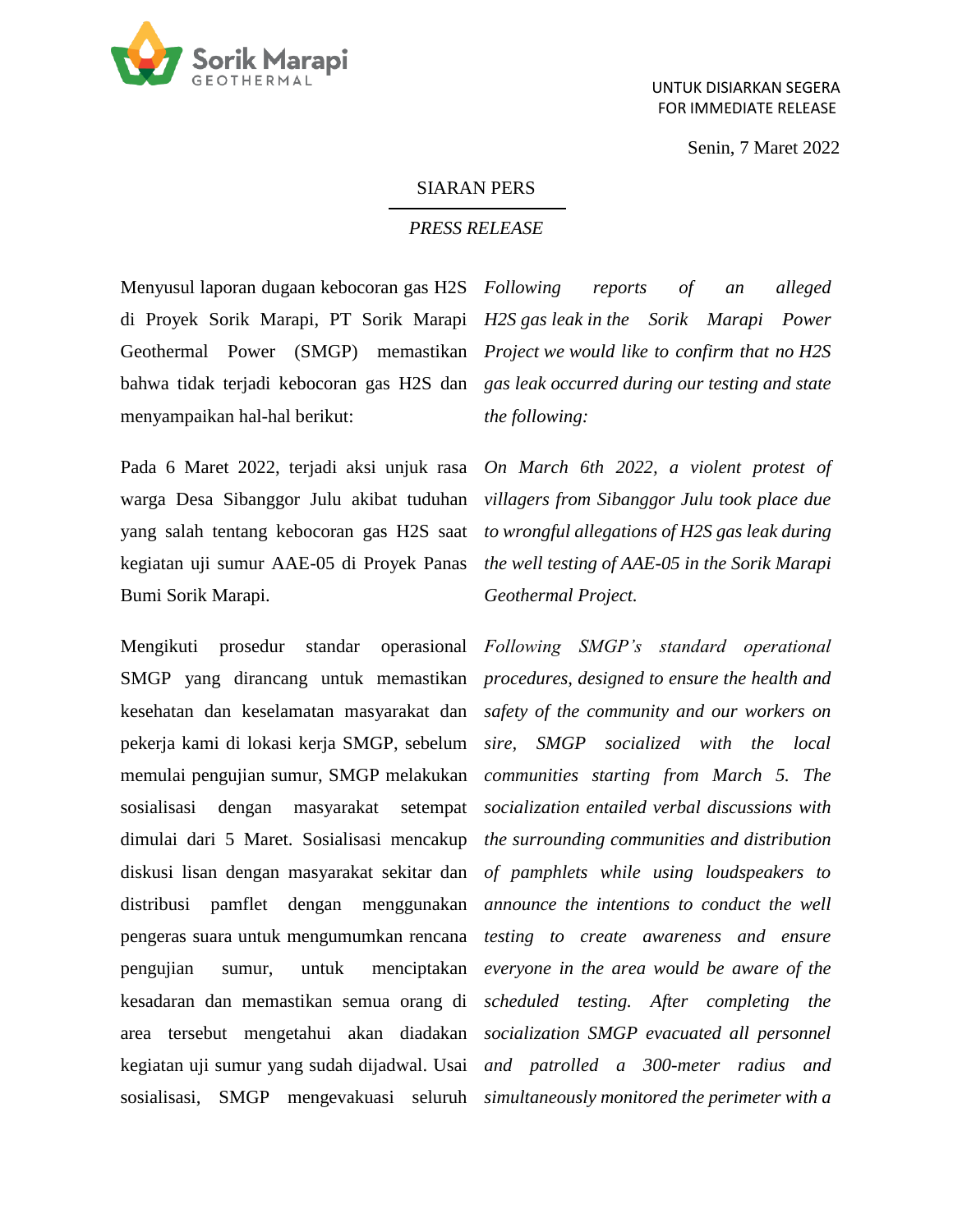UNTUK DISIARKAN SEGERA
FOR IMMEDIATE RELEASE

Senin, 7 Maret 2022

# SIARAN PERS

## *PRESS RELEASE*

Menyusul laporan dugaan kebocoran gas H2S di Proyek Sorik Marapi, PT Sorik Marapi Geothermal Power (SMGP) memastikan bahwa tidak terjadi kebocoran gas H2S dan menyampaikan hal-hal berikut:

*Following reports of an alleged H2S gas leak in the Sorik Marapi Power Project we would like to confirm that no H2S gas leak occurred during our testing and state the following:*

Pada 6 Maret 2022, terjadi aksi unjuk rasa warga Desa Sibanggor Julu akibat tuduhan yang salah tentang kebocoran gas H2S saat kegiatan uji sumur AAE-05 di Proyek Panas Bumi Sorik Marapi.

*On March 6th 2022, a violent protest of villagers from Sibanggor Julu took place due to wrongful allegations of H2S gas leak during the well testing of AAE-05 in the Sorik Marapi Geothermal Project.*

Mengikuti prosedur standar operasional SMGP yang dirancang untuk memastikan kesehatan dan keselamatan masyarakat dan pekerja kami di lokasi kerja SMGP, sebelum memulai pengujian sumur, SMGP melakukan sosialisasi dengan masyarakat setempat dimulai dari 5 Maret. Sosialisasi mencakup diskusi lisan dengan masyarakat sekitar dan distribusi pamflet dengan menggunakan pengeras suara untuk mengumumkan rencana pengujian sumur, untuk menciptakan kesadaran dan memastikan semua orang di area tersebut mengetahui akan diadakan kegiatan uji sumur yang sudah dijadwal. Usai sosialisasi, SMGP mengevakuasi seluruh

*Following SMGP's standard operational procedures, designed to ensure the health and safety of the community and our workers on sire, SMGP socialized with the local communities starting from March 5. The socialization entailed verbal discussions with the surrounding communities and distribution of pamphlets while using loudspeakers to announce the intentions to conduct the well testing to create awareness and ensure everyone in the area would be aware of the scheduled testing. After completing the socialization SMGP evacuated all personnel and patrolled a 300-meter radius and simultaneously monitored the perimeter with a*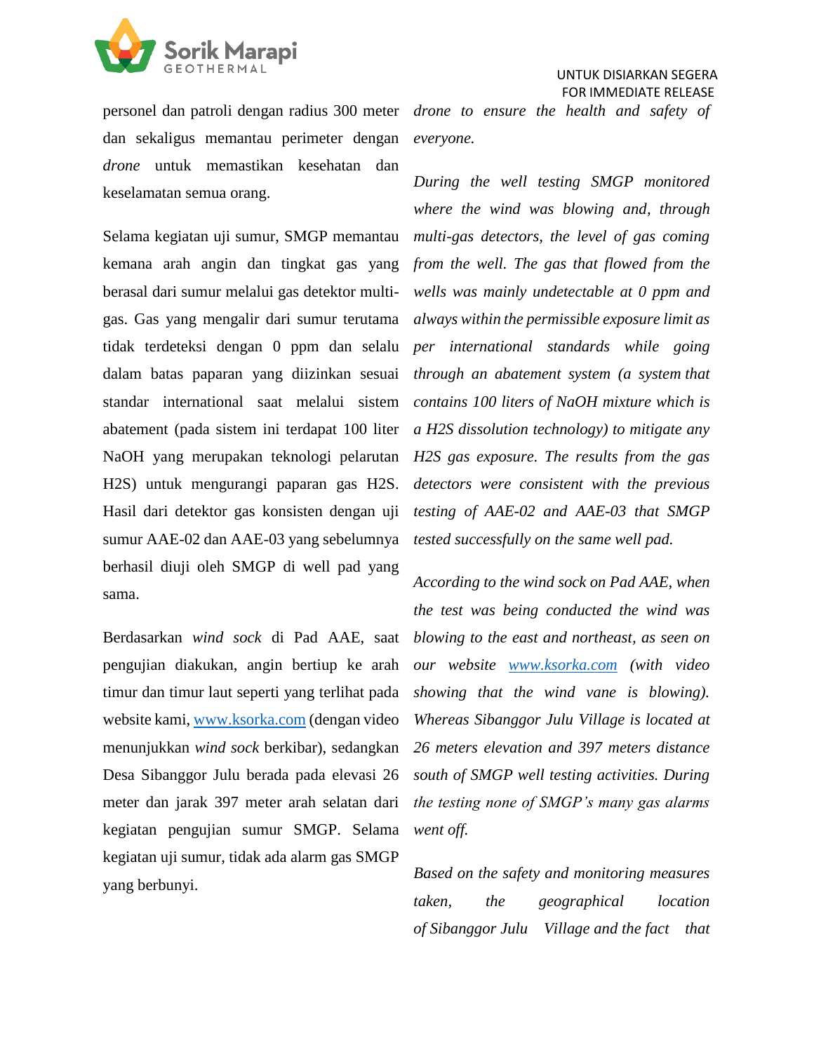personel dan patroli dengan radius 300 meter dan sekaligus memantau perimeter dengan *drone* untuk memastikan kesehatan dan keselamatan semua orang.

Selama kegiatan uji sumur, SMGP memantau kemana arah angin dan tingkat gas yang berasal dari sumur melalui gas detektor multi-gas. Gas yang mengalir dari sumur terutama tidak terdeteksi dengan 0 ppm dan selalu dalam batas paparan yang diizinkan sesuai standar international saat melalui sistem abatement (pada sistem ini terdapat 100 liter NaOH yang merupakan teknologi pelarutan H2S) untuk mengurangi paparan gas H2S. Hasil dari detektor gas konsisten dengan uji sumur AAE-02 dan AAE-03 yang sebelumnya berhasil diuji oleh SMGP di well pad yang sama.

Berdasarkan *wind sock* di Pad AAE, saat pengujian diakukan, angin bertiup ke arah timur dan timur laut seperti yang terlihat pada website kami, www.ksorka.com (dengan video menunjukkan *wind sock* berkibar), sedangkan Desa Sibanggor Julu berada pada elevasi 26 meter dan jarak 397 meter arah selatan dari kegiatan pengujian sumur SMGP. Selama kegiatan uji sumur, tidak ada alarm gas SMGP yang berbunyi.

*drone to ensure the health and safety of everyone.*

*During the well testing SMGP monitored where the wind was blowing and, through multi-gas detectors, the level of gas coming from the well. The gas that flowed from the wells was mainly undetectable at 0 ppm and always within the permissible exposure limit as per international standards while going through an abatement system (a system that contains 100 liters of NaOH mixture which is a H2S dissolution technology) to mitigate any H2S gas exposure. The results from the gas detectors were consistent with the previous testing of AAE-02 and AAE-03 that SMGP tested successfully on the same well pad.*

*According to the wind sock on Pad AAE, when the test was being conducted the wind was blowing to the east and northeast, as seen on our website www.ksorka.com (with video showing that the wind vane is blowing). Whereas Sibanggor Julu Village is located at 26 meters elevation and 397 meters distance south of SMGP well testing activities. During the testing none of SMGP's many gas alarms went off.*

*Based on the safety and monitoring measures taken, the geographical location of Sibanggor Julu Village and the fact that*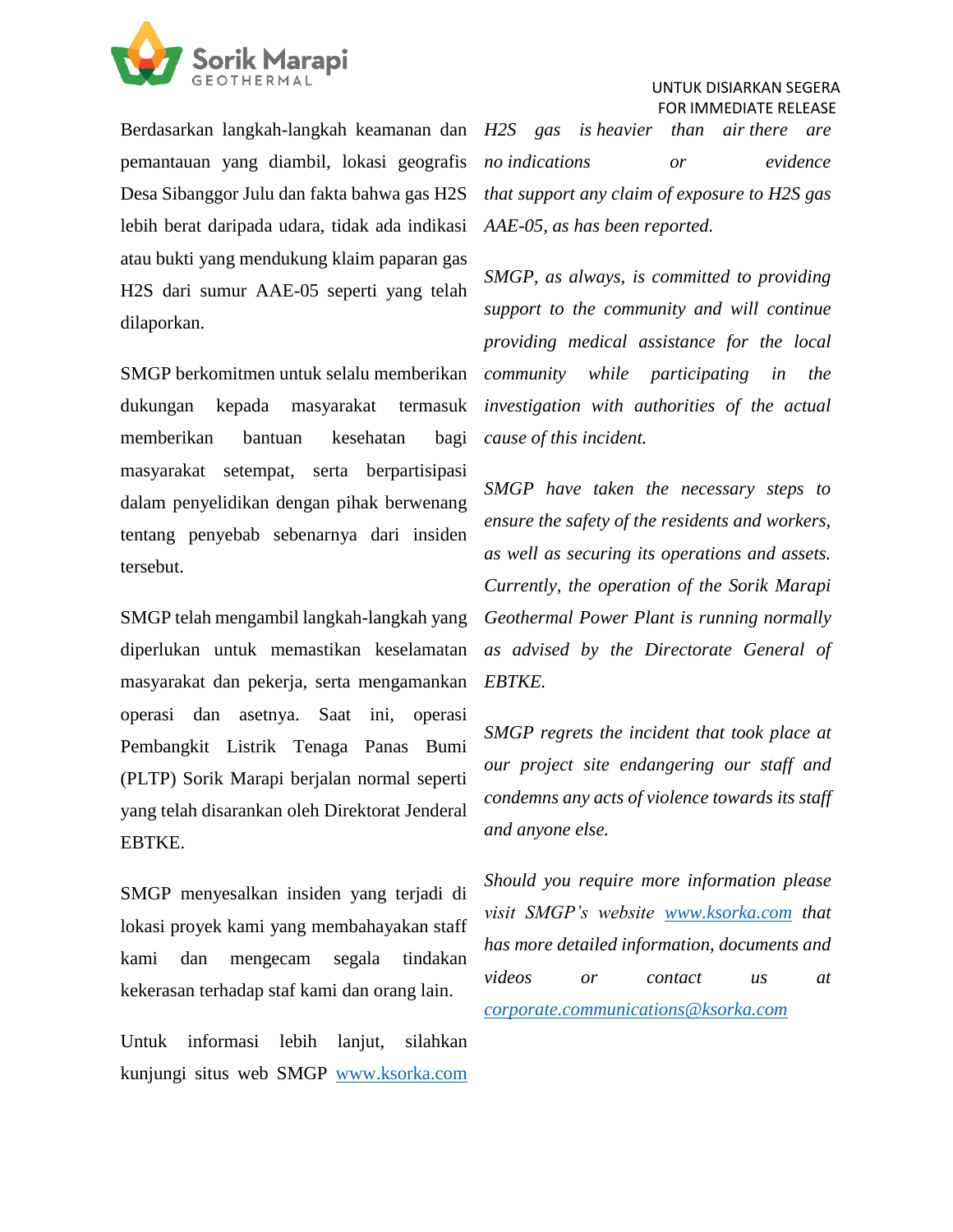UNTUK DISIARKAN SEGERA
FOR IMMEDIATE RELEASE

Berdasarkan langkah-langkah keamanan dan pemantauan yang diambil, lokasi geografis Desa Sibanggor Julu dan fakta bahwa gas H2S lebih berat daripada udara, tidak ada indikasi atau bukti yang mendukung klaim paparan gas H2S dari sumur AAE-05 seperti yang telah dilaporkan.

SMGP berkomitmen untuk selalu memberikan dukungan kepada masyarakat termasuk memberikan bantuan kesehatan bagi masyarakat setempat, serta berpartisipasi dalam penyelidikan dengan pihak berwenang tentang penyebab sebenarnya dari insiden tersebut.

SMGP telah mengambil langkah-langkah yang diperlukan untuk memastikan keselamatan masyarakat dan pekerja, serta mengamankan operasi dan asetnya. Saat ini, operasi Pembangkit Listrik Tenaga Panas Bumi (PLTP) Sorik Marapi berjalan normal seperti yang telah disarankan oleh Direktorat Jenderal EBTKE.

SMGP menyesalkan insiden yang terjadi di lokasi proyek kami yang membahayakan staff kami dan mengecam segala tindakan kekerasan terhadap staf kami dan orang lain.

Untuk informasi lebih lanjut, silahkan kunjungi situs web SMGP [www.ksorka.com](http://www.ksorka.com)

*H2S gas is heavier than air there are no indications or evidence that support any claim of exposure to H2S gas AAE-05, as has been reported.*

*SMGP, as always, is committed to providing support to the community and will continue providing medical assistance for the local community while participating in the investigation with authorities of the actual cause of this incident.*

*SMGP have taken the necessary steps to ensure the safety of the residents and workers, as well as securing its operations and assets. Currently, the operation of the Sorik Marapi Geothermal Power Plant is running normally as advised by the Directorate General of EBTKE.*

*SMGP regrets the incident that took place at our project site endangering our staff and condemns any acts of violence towards its staff and anyone else.*

*Should you require more information please visit SMGP's website [www.ksorka.com](http://www.ksorka.com) that has more detailed information, documents and videos or contact us at [corporate.communications@ksorka.com](mailto:corporate.communications@ksorka.com)*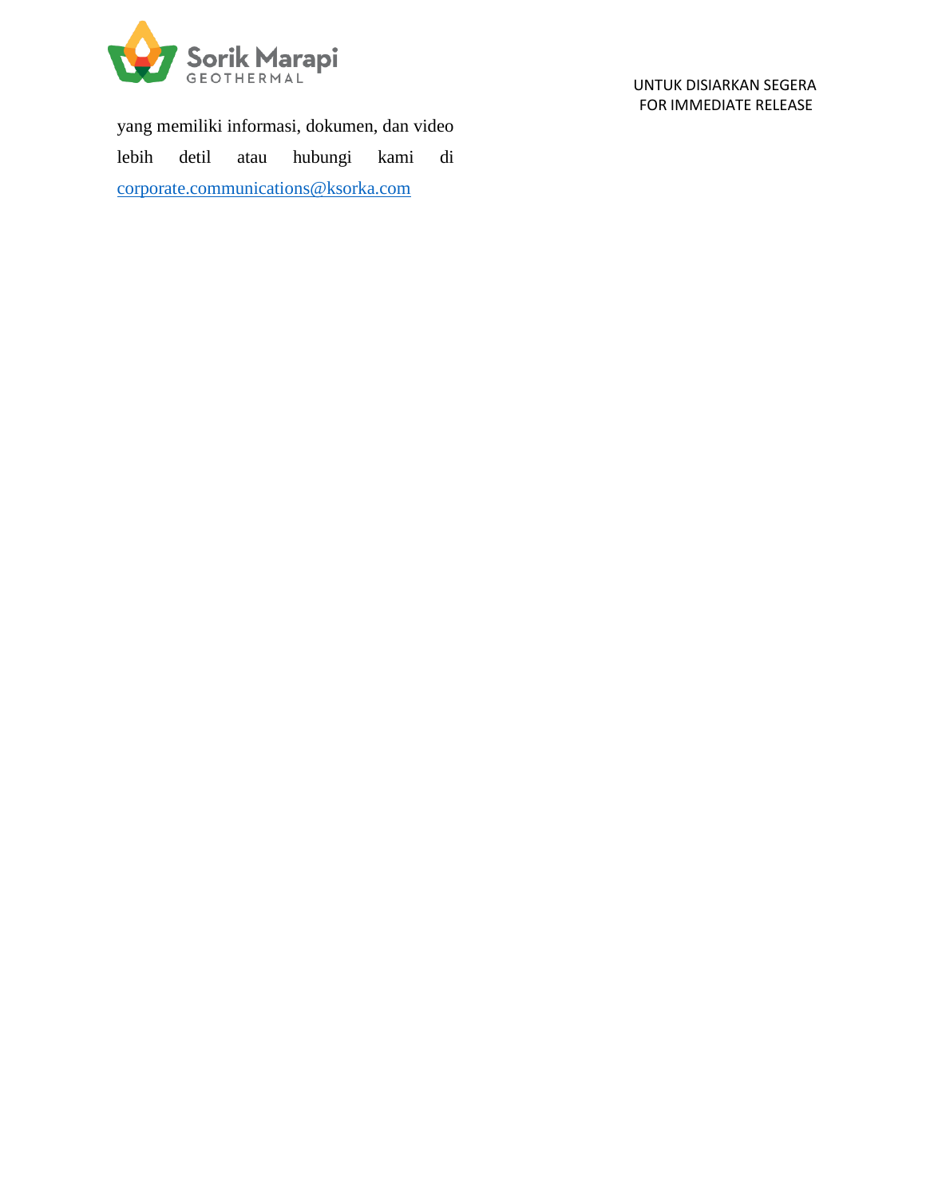yang memiliki informasi, dokumen, dan video lebih detil atau hubungi kami di corporate.communications@ksorka.com